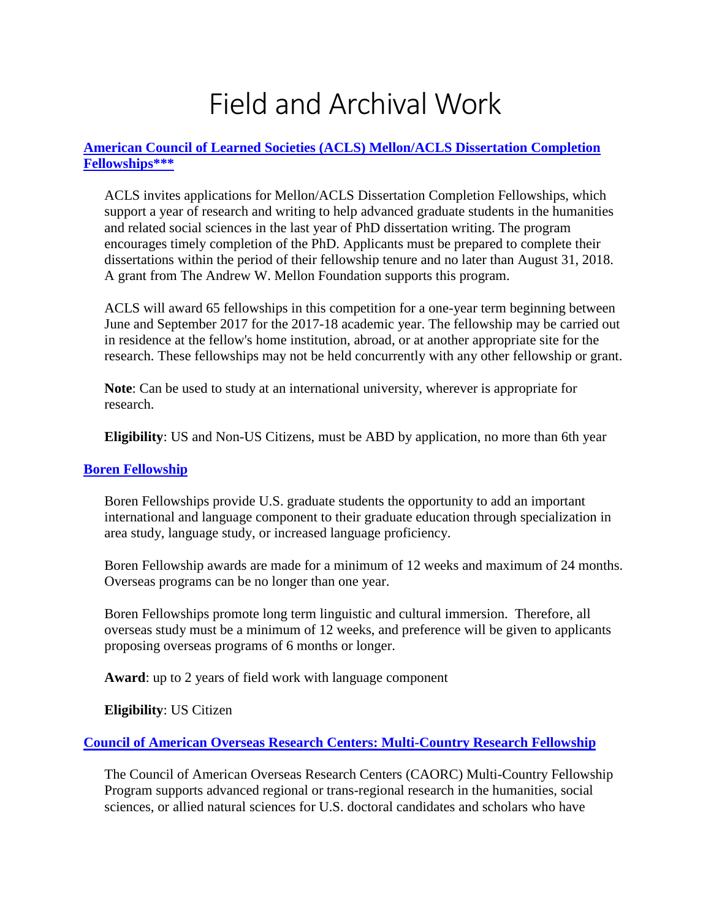# Field and Archival Work

## [American Council of Learned Societies (ACLS) Mellon/ACLS Dissertation Completion Fellowships***]()

ACLS invites applications for Mellon/ACLS Dissertation Completion Fellowships, which support a year of research and writing to help advanced graduate students in the humanities and related social sciences in the last year of PhD dissertation writing. The program encourages timely completion of the PhD. Applicants must be prepared to complete their dissertations within the period of their fellowship tenure and no later than August 31, 2018. A grant from The Andrew W. Mellon Foundation supports this program.

ACLS will award 65 fellowships in this competition for a one-year term beginning between June and September 2017 for the 2017-18 academic year. The fellowship may be carried out in residence at the fellow's home institution, abroad, or at another appropriate site for the research. These fellowships may not be held concurrently with any other fellowship or grant.

**Note**: Can be used to study at an international university, wherever is appropriate for research.

**Eligibility**: US and Non-US Citizens, must be ABD by application, no more than 6th year

## [Boren Fellowship]()

Boren Fellowships provide U.S. graduate students the opportunity to add an important international and language component to their graduate education through specialization in area study, language study, or increased language proficiency.

Boren Fellowship awards are made for a minimum of 12 weeks and maximum of 24 months. Overseas programs can be no longer than one year.

Boren Fellowships promote long term linguistic and cultural immersion. Therefore, all overseas study must be a minimum of 12 weeks, and preference will be given to applicants proposing overseas programs of 6 months or longer.

**Award**: up to 2 years of field work with language component

**Eligibility**: US Citizen

## [Council of American Overseas Research Centers: Multi-Country Research Fellowship]()

The Council of American Overseas Research Centers (CAORC) Multi-Country Fellowship Program supports advanced regional or trans-regional research in the humanities, social sciences, or allied natural sciences for U.S. doctoral candidates and scholars who have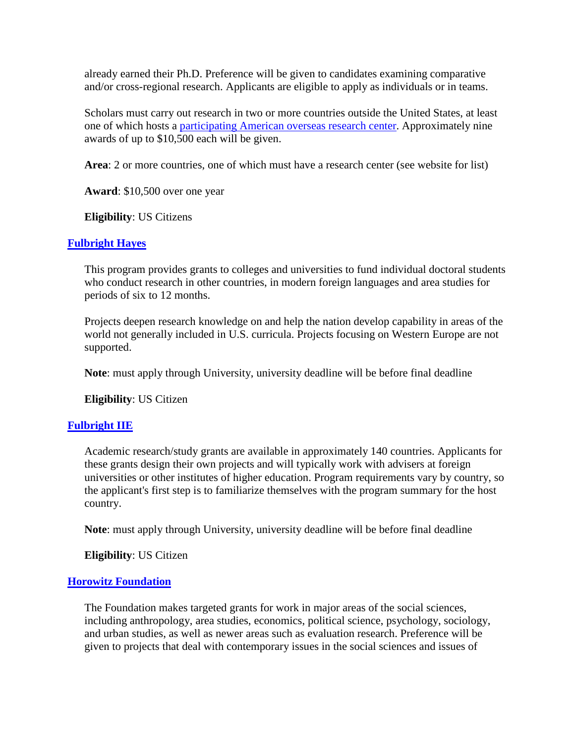already earned their Ph.D. Preference will be given to candidates examining comparative and/or cross-regional research. Applicants are eligible to apply as individuals or in teams.

Scholars must carry out research in two or more countries outside the United States, at least one of which hosts a participating American overseas research center. Approximately nine awards of up to $10,500 each will be given.

**Area**: 2 or more countries, one of which must have a research center (see website for list)

**Award**: $10,500 over one year

**Eligibility**: US Citizens

### Fulbright Hayes

This program provides grants to colleges and universities to fund individual doctoral students who conduct research in other countries, in modern foreign languages and area studies for periods of six to 12 months.

Projects deepen research knowledge on and help the nation develop capability in areas of the world not generally included in U.S. curricula. Projects focusing on Western Europe are not supported.

**Note**: must apply through University, university deadline will be before final deadline

**Eligibility**: US Citizen

### Fulbright IIE

Academic research/study grants are available in approximately 140 countries. Applicants for these grants design their own projects and will typically work with advisers at foreign universities or other institutes of higher education. Program requirements vary by country, so the applicant's first step is to familiarize themselves with the program summary for the host country.

**Note**: must apply through University, university deadline will be before final deadline

**Eligibility**: US Citizen

### Horowitz Foundation

The Foundation makes targeted grants for work in major areas of the social sciences, including anthropology, area studies, economics, political science, psychology, sociology, and urban studies, as well as newer areas such as evaluation research. Preference will be given to projects that deal with contemporary issues in the social sciences and issues of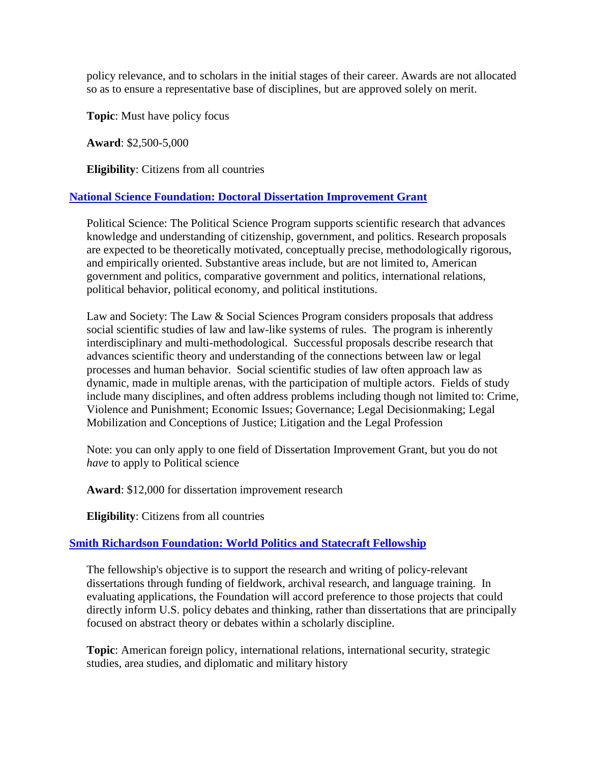policy relevance, and to scholars in the initial stages of their career. Awards are not allocated so as to ensure a representative base of disciplines, but are approved solely on merit.

**Topic**: Must have policy focus

**Award**: $2,500-5,000

**Eligibility**: Citizens from all countries

### National Science Foundation: Doctoral Dissertation Improvement Grant

Political Science: The Political Science Program supports scientific research that advances knowledge and understanding of citizenship, government, and politics. Research proposals are expected to be theoretically motivated, conceptually precise, methodologically rigorous, and empirically oriented. Substantive areas include, but are not limited to, American government and politics, comparative government and politics, international relations, political behavior, political economy, and political institutions.

Law and Society: The Law & Social Sciences Program considers proposals that address social scientific studies of law and law-like systems of rules. The program is inherently interdisciplinary and multi-methodological. Successful proposals describe research that advances scientific theory and understanding of the connections between law or legal processes and human behavior. Social scientific studies of law often approach law as dynamic, made in multiple arenas, with the participation of multiple actors. Fields of study include many disciplines, and often address problems including though not limited to: Crime, Violence and Punishment; Economic Issues; Governance; Legal Decisionmaking; Legal Mobilization and Conceptions of Justice; Litigation and the Legal Profession

Note: you can only apply to one field of Dissertation Improvement Grant, but you do not *have* to apply to Political science

**Award**: $12,000 for dissertation improvement research

**Eligibility**: Citizens from all countries

### Smith Richardson Foundation: World Politics and Statecraft Fellowship

The fellowship's objective is to support the research and writing of policy-relevant dissertations through funding of fieldwork, archival research, and language training. In evaluating applications, the Foundation will accord preference to those projects that could directly inform U.S. policy debates and thinking, rather than dissertations that are principally focused on abstract theory or debates within a scholarly discipline.

**Topic**: American foreign policy, international relations, international security, strategic studies, area studies, and diplomatic and military history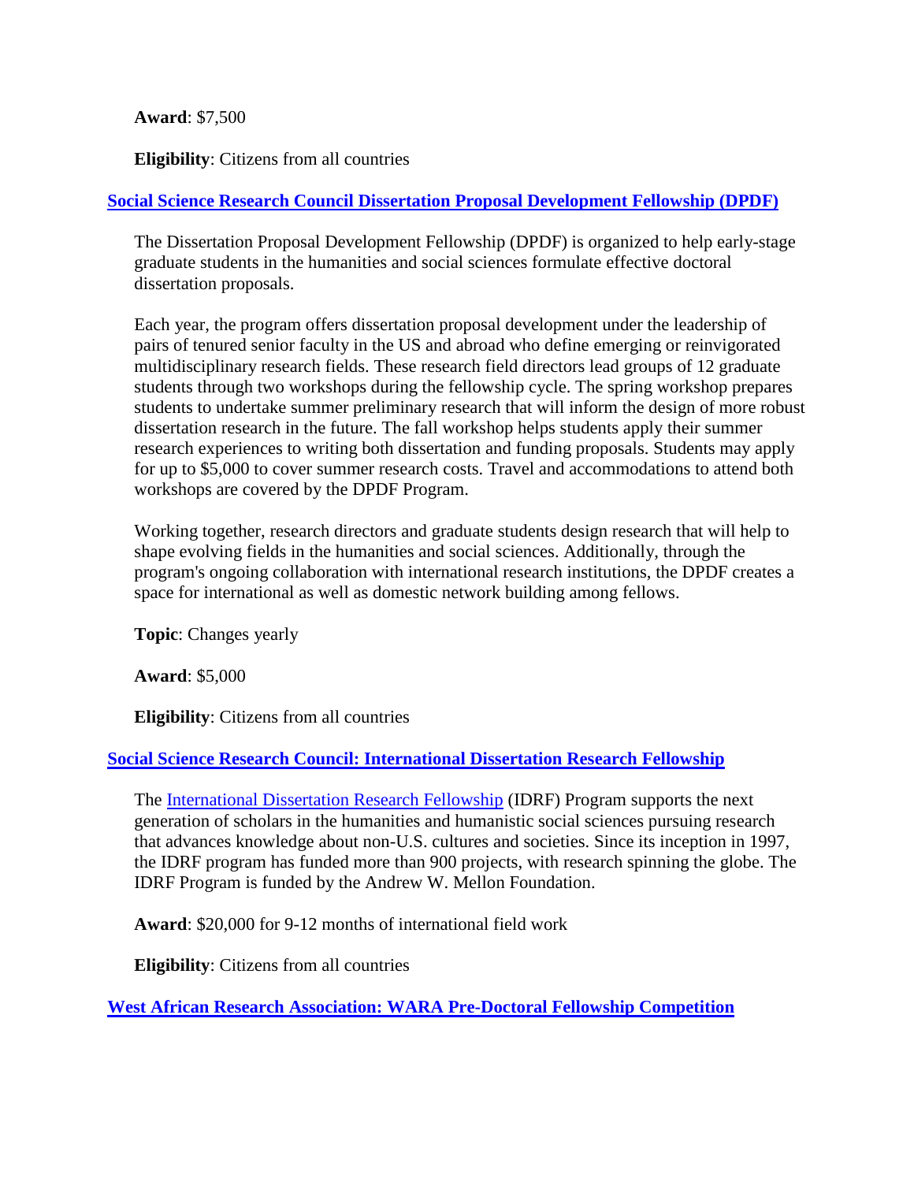**Award**: $7,500

**Eligibility**: Citizens from all countries

### [Social Science Research Council Dissertation Proposal Development Fellowship (DPDF)]

The Dissertation Proposal Development Fellowship (DPDF) is organized to help early-stage graduate students in the humanities and social sciences formulate effective doctoral dissertation proposals.

Each year, the program offers dissertation proposal development under the leadership of pairs of tenured senior faculty in the US and abroad who define emerging or reinvigorated multidisciplinary research fields. These research field directors lead groups of 12 graduate students through two workshops during the fellowship cycle. The spring workshop prepares students to undertake summer preliminary research that will inform the design of more robust dissertation research in the future. The fall workshop helps students apply their summer research experiences to writing both dissertation and funding proposals. Students may apply for up to $5,000 to cover summer research costs. Travel and accommodations to attend both workshops are covered by the DPDF Program.

Working together, research directors and graduate students design research that will help to shape evolving fields in the humanities and social sciences. Additionally, through the program's ongoing collaboration with international research institutions, the DPDF creates a space for international as well as domestic network building among fellows.

**Topic**: Changes yearly

**Award**: $5,000

**Eligibility**: Citizens from all countries

### [Social Science Research Council: International Dissertation Research Fellowship]

The [International Dissertation Research Fellowship] (IDRF) Program supports the next generation of scholars in the humanities and humanistic social sciences pursuing research that advances knowledge about non-U.S. cultures and societies. Since its inception in 1997, the IDRF program has funded more than 900 projects, with research spinning the globe. The IDRF Program is funded by the Andrew W. Mellon Foundation.

**Award**: $20,000 for 9-12 months of international field work

**Eligibility**: Citizens from all countries

### [West African Research Association: WARA Pre-Doctoral Fellowship Competition]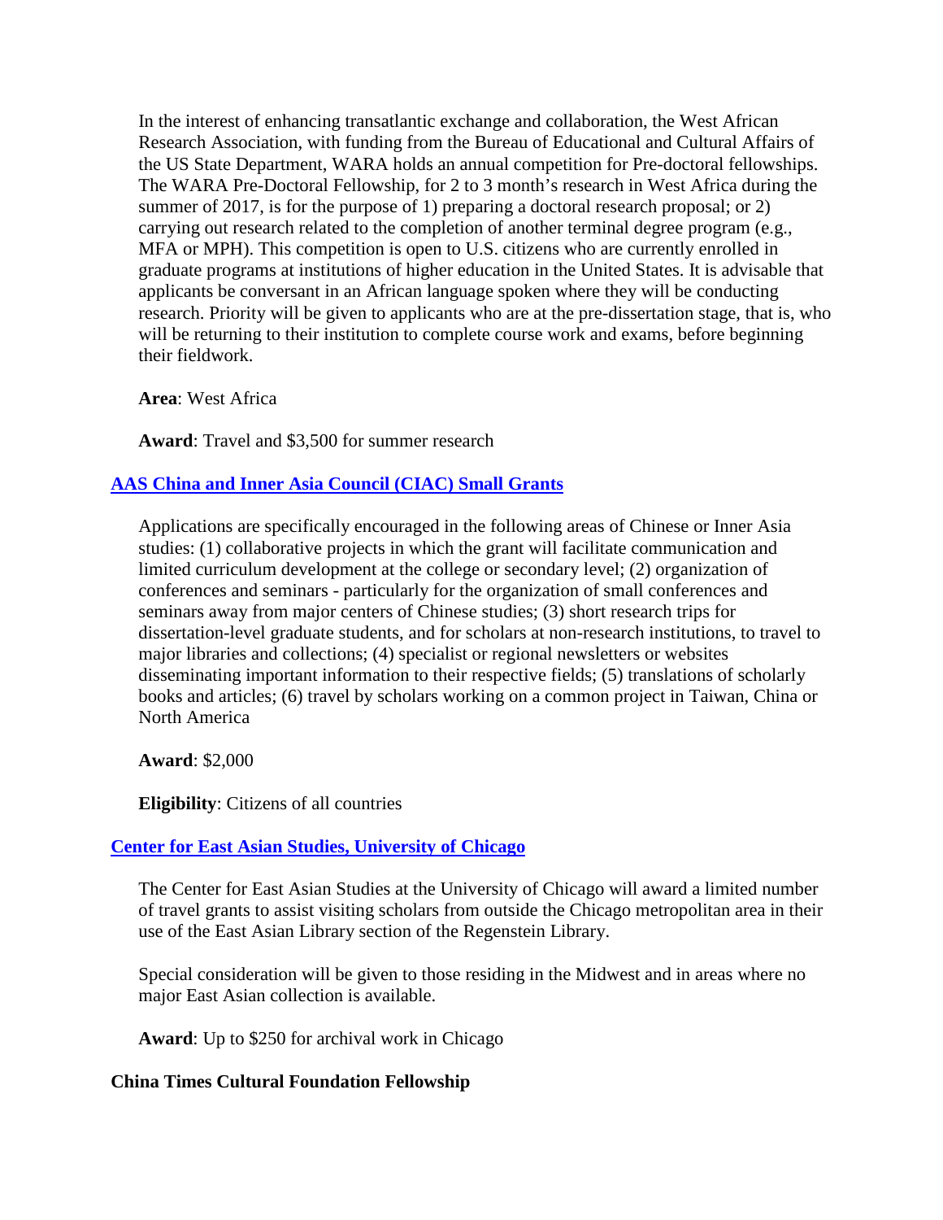In the interest of enhancing transatlantic exchange and collaboration, the West African Research Association, with funding from the Bureau of Educational and Cultural Affairs of the US State Department, WARA holds an annual competition for Pre-doctoral fellowships. The WARA Pre-Doctoral Fellowship, for 2 to 3 month's research in West Africa during the summer of 2017, is for the purpose of 1) preparing a doctoral research proposal; or 2) carrying out research related to the completion of another terminal degree program (e.g., MFA or MPH). This competition is open to U.S. citizens who are currently enrolled in graduate programs at institutions of higher education in the United States. It is advisable that applicants be conversant in an African language spoken where they will be conducting research. Priority will be given to applicants who are at the pre-dissertation stage, that is, who will be returning to their institution to complete course work and exams, before beginning their fieldwork.

**Area**: West Africa

**Award**: Travel and $3,500 for summer research

### AAS China and Inner Asia Council (CIAC) Small Grants

Applications are specifically encouraged in the following areas of Chinese or Inner Asia studies: (1) collaborative projects in which the grant will facilitate communication and limited curriculum development at the college or secondary level; (2) organization of conferences and seminars - particularly for the organization of small conferences and seminars away from major centers of Chinese studies; (3) short research trips for dissertation-level graduate students, and for scholars at non-research institutions, to travel to major libraries and collections; (4) specialist or regional newsletters or websites disseminating important information to their respective fields; (5) translations of scholarly books and articles; (6) travel by scholars working on a common project in Taiwan, China or North America

**Award**: $2,000

**Eligibility**: Citizens of all countries

### Center for East Asian Studies, University of Chicago

The Center for East Asian Studies at the University of Chicago will award a limited number of travel grants to assist visiting scholars from outside the Chicago metropolitan area in their use of the East Asian Library section of the Regenstein Library.

Special consideration will be given to those residing in the Midwest and in areas where no major East Asian collection is available.

**Award**: Up to $250 for archival work in Chicago

### China Times Cultural Foundation Fellowship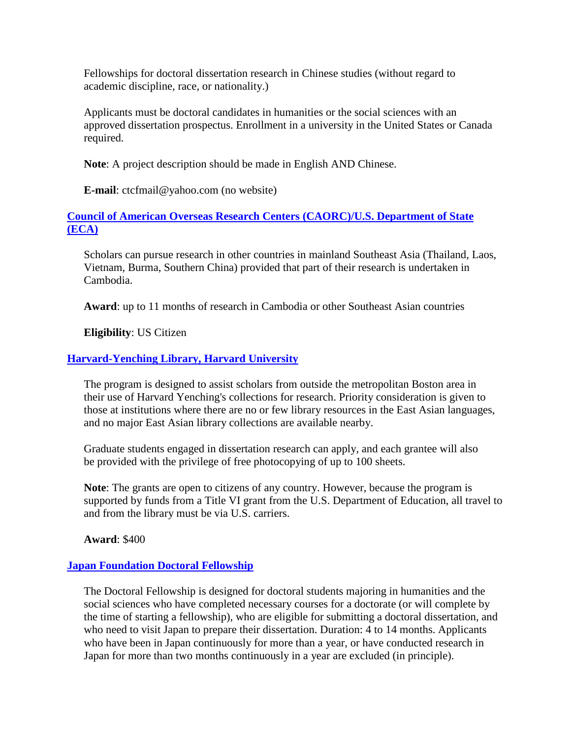Fellowships for doctoral dissertation research in Chinese studies (without regard to academic discipline, race, or nationality.)

Applicants must be doctoral candidates in humanities or the social sciences with an approved dissertation prospectus. Enrollment in a university in the United States or Canada required.

**Note**: A project description should be made in English AND Chinese.

**E-mail**: ctcfmail@yahoo.com (no website)

### Council of American Overseas Research Centers (CAORC)/U.S. Department of State (ECA)

Scholars can pursue research in other countries in mainland Southeast Asia (Thailand, Laos, Vietnam, Burma, Southern China) provided that part of their research is undertaken in Cambodia.

**Award**: up to 11 months of research in Cambodia or other Southeast Asian countries

**Eligibility**: US Citizen

### Harvard-Yenching Library, Harvard University

The program is designed to assist scholars from outside the metropolitan Boston area in their use of Harvard Yenching's collections for research. Priority consideration is given to those at institutions where there are no or few library resources in the East Asian languages, and no major East Asian library collections are available nearby.

Graduate students engaged in dissertation research can apply, and each grantee will also be provided with the privilege of free photocopying of up to 100 sheets.

**Note**: The grants are open to citizens of any country. However, because the program is supported by funds from a Title VI grant from the U.S. Department of Education, all travel to and from the library must be via U.S. carriers.

**Award**: $400

### Japan Foundation Doctoral Fellowship

The Doctoral Fellowship is designed for doctoral students majoring in humanities and the social sciences who have completed necessary courses for a doctorate (or will complete by the time of starting a fellowship), who are eligible for submitting a doctoral dissertation, and who need to visit Japan to prepare their dissertation. Duration: 4 to 14 months. Applicants who have been in Japan continuously for more than a year, or have conducted research in Japan for more than two months continuously in a year are excluded (in principle).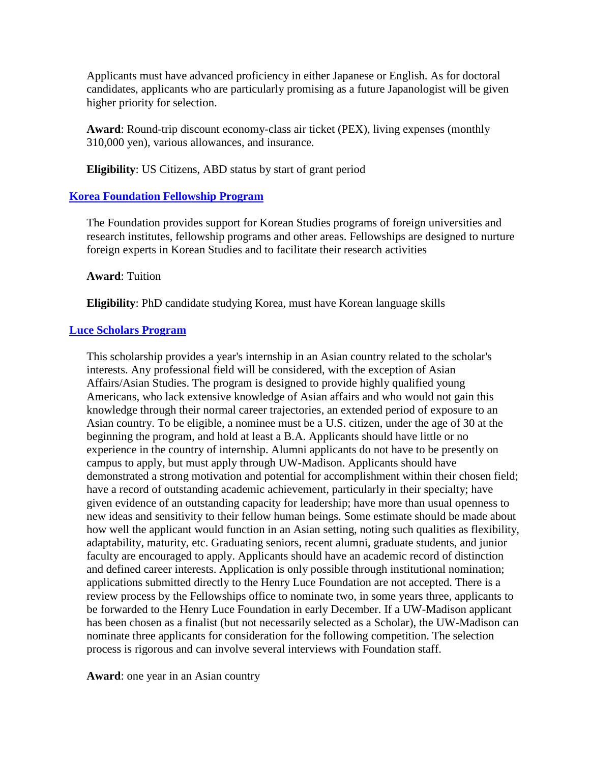Applicants must have advanced proficiency in either Japanese or English. As for doctoral candidates, applicants who are particularly promising as a future Japanologist will be given higher priority for selection.

**Award**: Round-trip discount economy-class air ticket (PEX), living expenses (monthly 310,000 yen), various allowances, and insurance.

**Eligibility**: US Citizens, ABD status by start of grant period

### Korea Foundation Fellowship Program

The Foundation provides support for Korean Studies programs of foreign universities and research institutes, fellowship programs and other areas. Fellowships are designed to nurture foreign experts in Korean Studies and to facilitate their research activities

**Award**: Tuition

**Eligibility**: PhD candidate studying Korea, must have Korean language skills

### Luce Scholars Program

This scholarship provides a year's internship in an Asian country related to the scholar's interests. Any professional field will be considered, with the exception of Asian Affairs/Asian Studies. The program is designed to provide highly qualified young Americans, who lack extensive knowledge of Asian affairs and who would not gain this knowledge through their normal career trajectories, an extended period of exposure to an Asian country. To be eligible, a nominee must be a U.S. citizen, under the age of 30 at the beginning the program, and hold at least a B.A. Applicants should have little or no experience in the country of internship. Alumni applicants do not have to be presently on campus to apply, but must apply through UW-Madison. Applicants should have demonstrated a strong motivation and potential for accomplishment within their chosen field; have a record of outstanding academic achievement, particularly in their specialty; have given evidence of an outstanding capacity for leadership; have more than usual openness to new ideas and sensitivity to their fellow human beings. Some estimate should be made about how well the applicant would function in an Asian setting, noting such qualities as flexibility, adaptability, maturity, etc. Graduating seniors, recent alumni, graduate students, and junior faculty are encouraged to apply. Applicants should have an academic record of distinction and defined career interests. Application is only possible through institutional nomination; applications submitted directly to the Henry Luce Foundation are not accepted. There is a review process by the Fellowships office to nominate two, in some years three, applicants to be forwarded to the Henry Luce Foundation in early December. If a UW-Madison applicant has been chosen as a finalist (but not necessarily selected as a Scholar), the UW-Madison can nominate three applicants for consideration for the following competition. The selection process is rigorous and can involve several interviews with Foundation staff.

**Award**: one year in an Asian country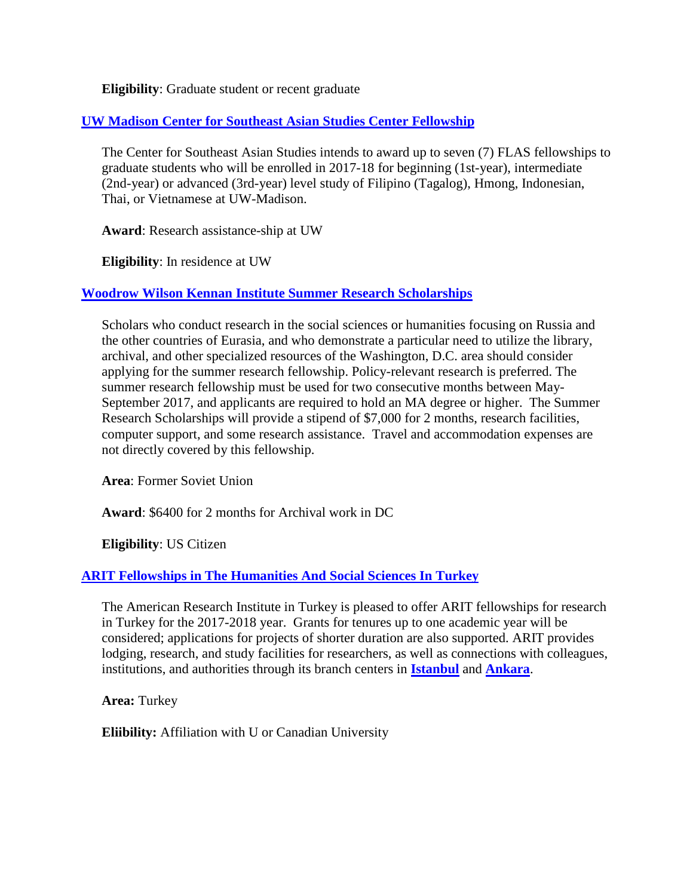**Eligibility**: Graduate student or recent graduate

### [UW Madison Center for Southeast Asian Studies Center Fellowship]()

The Center for Southeast Asian Studies intends to award up to seven (7) FLAS fellowships to graduate students who will be enrolled in 2017-18 for beginning (1st-year), intermediate (2nd-year) or advanced (3rd-year) level study of Filipino (Tagalog), Hmong, Indonesian, Thai, or Vietnamese at UW-Madison.

**Award**: Research assistance-ship at UW

**Eligibility**: In residence at UW

### [Woodrow Wilson Kennan Institute Summer Research Scholarships]()

Scholars who conduct research in the social sciences or humanities focusing on Russia and the other countries of Eurasia, and who demonstrate a particular need to utilize the library, archival, and other specialized resources of the Washington, D.C. area should consider applying for the summer research fellowship. Policy-relevant research is preferred. The summer research fellowship must be used for two consecutive months between May-September 2017, and applicants are required to hold an MA degree or higher. The Summer Research Scholarships will provide a stipend of $7,000 for 2 months, research facilities, computer support, and some research assistance. Travel and accommodation expenses are not directly covered by this fellowship.

**Area**: Former Soviet Union

**Award**: $6400 for 2 months for Archival work in DC

**Eligibility**: US Citizen

### [ARIT Fellowships in The Humanities And Social Sciences In Turkey]()

The American Research Institute in Turkey is pleased to offer ARIT fellowships for research in Turkey for the 2017-2018 year. Grants for tenures up to one academic year will be considered; applications for projects of shorter duration are also supported. ARIT provides lodging, research, and study facilities for researchers, as well as connections with colleagues, institutions, and authorities through its branch centers in **[Istanbul]()** and **[Ankara]()**.

**Area:** Turkey

**Eliibility:** Affiliation with U or Canadian University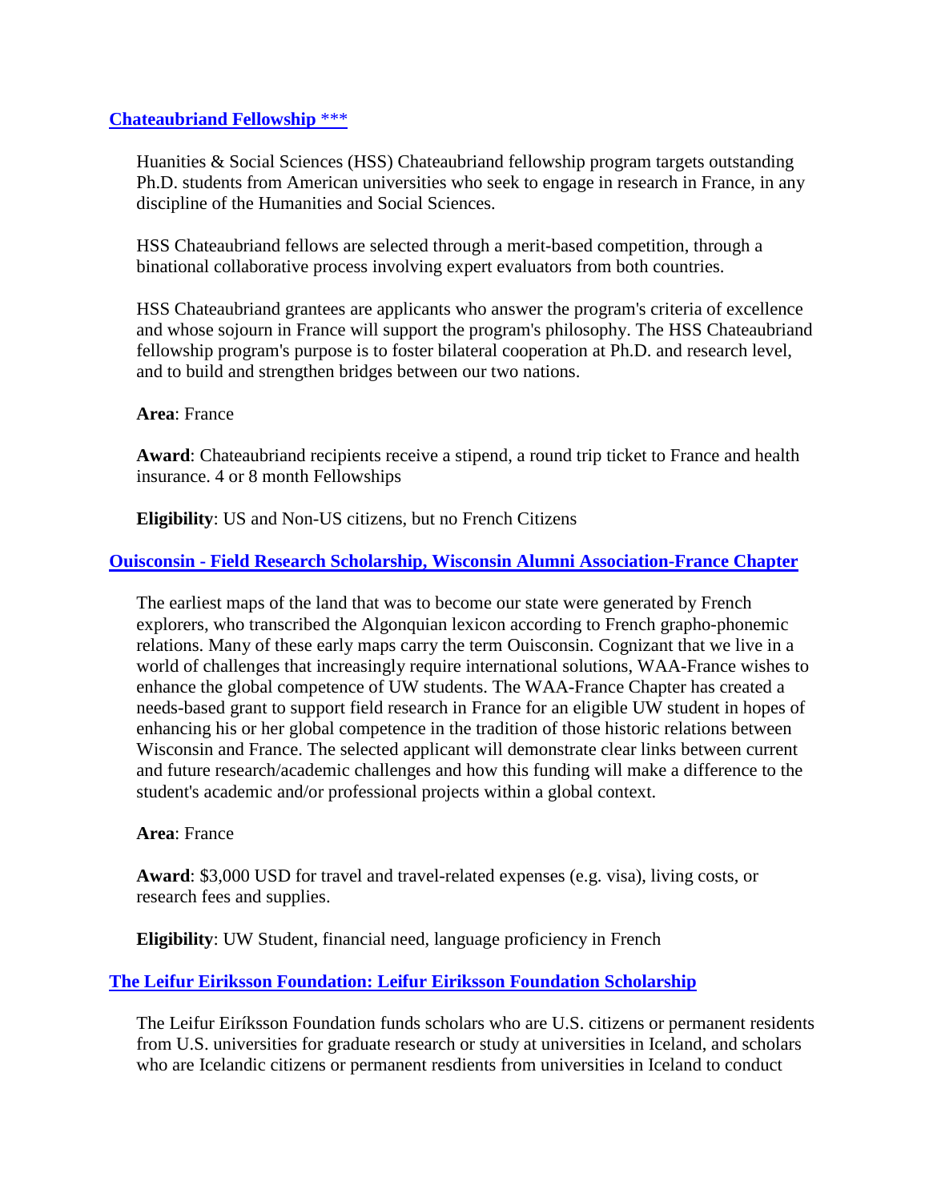**Chateaubriand Fellowship *****

Huanities & Social Sciences (HSS) Chateaubriand fellowship program targets outstanding Ph.D. students from American universities who seek to engage in research in France, in any discipline of the Humanities and Social Sciences.

HSS Chateaubriand fellows are selected through a merit-based competition, through a binational collaborative process involving expert evaluators from both countries.

HSS Chateaubriand grantees are applicants who answer the program's criteria of excellence and whose sojourn in France will support the program's philosophy. The HSS Chateaubriand fellowship program's purpose is to foster bilateral cooperation at Ph.D. and research level, and to build and strengthen bridges between our two nations.

**Area**: France

**Award**: Chateaubriand recipients receive a stipend, a round trip ticket to France and health insurance. 4 or 8 month Fellowships

**Eligibility**: US and Non-US citizens, but no French Citizens

**Ouisconsin - Field Research Scholarship, Wisconsin Alumni Association-France Chapter**

The earliest maps of the land that was to become our state were generated by French explorers, who transcribed the Algonquian lexicon according to French grapho-phonemic relations. Many of these early maps carry the term Ouisconsin. Cognizant that we live in a world of challenges that increasingly require international solutions, WAA-France wishes to enhance the global competence of UW students. The WAA-France Chapter has created a needs-based grant to support field research in France for an eligible UW student in hopes of enhancing his or her global competence in the tradition of those historic relations between Wisconsin and France. The selected applicant will demonstrate clear links between current and future research/academic challenges and how this funding will make a difference to the student's academic and/or professional projects within a global context.

**Area**: France

**Award**: $3,000 USD for travel and travel-related expenses (e.g. visa), living costs, or research fees and supplies.

**Eligibility**: UW Student, financial need, language proficiency in French

**The Leifur Eiriksson Foundation: Leifur Eiriksson Foundation Scholarship**

The Leifur Eiríksson Foundation funds scholars who are U.S. citizens or permanent residents from U.S. universities for graduate research or study at universities in Iceland, and scholars who are Icelandic citizens or permanent resdients from universities in Iceland to conduct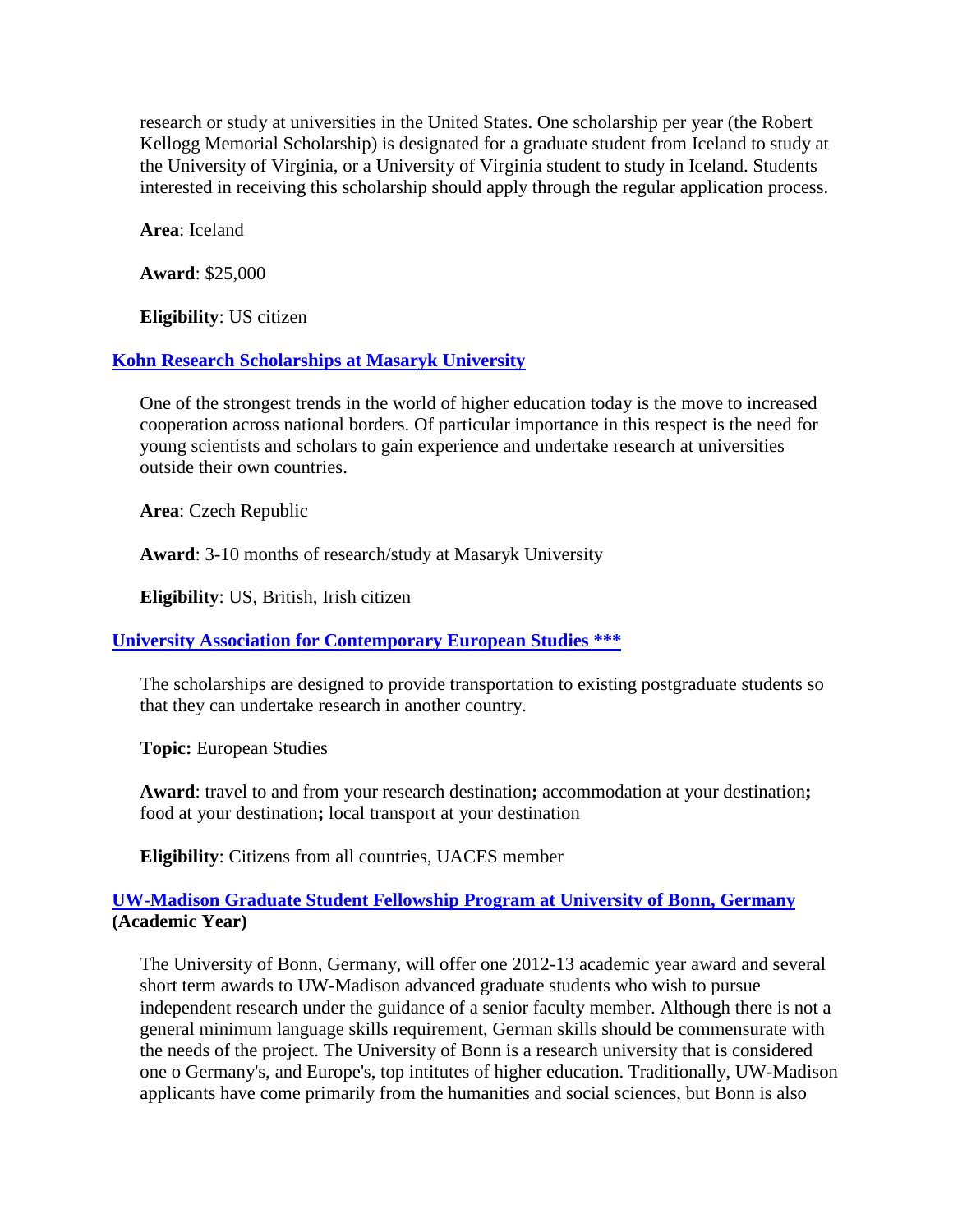research or study at universities in the United States. One scholarship per year (the Robert Kellogg Memorial Scholarship) is designated for a graduate student from Iceland to study at the University of Virginia, or a University of Virginia student to study in Iceland. Students interested in receiving this scholarship should apply through the regular application process.

**Area**: Iceland

**Award**: $25,000

**Eligibility**: US citizen

### Kohn Research Scholarships at Masaryk University

One of the strongest trends in the world of higher education today is the move to increased cooperation across national borders. Of particular importance in this respect is the need for young scientists and scholars to gain experience and undertake research at universities outside their own countries.

**Area**: Czech Republic

**Award**: 3-10 months of research/study at Masaryk University

**Eligibility**: US, British, Irish citizen

### University Association for Contemporary European Studies ***

The scholarships are designed to provide transportation to existing postgraduate students so that they can undertake research in another country.

**Topic:** European Studies

**Award**: travel to and from your research destination**;** accommodation at your destination**;** food at your destination**;** local transport at your destination

**Eligibility**: Citizens from all countries, UACES member

### UW-Madison Graduate Student Fellowship Program at University of Bonn, Germany (Academic Year)

The University of Bonn, Germany, will offer one 2012-13 academic year award and several short term awards to UW-Madison advanced graduate students who wish to pursue independent research under the guidance of a senior faculty member. Although there is not a general minimum language skills requirement, German skills should be commensurate with the needs of the project. The University of Bonn is a research university that is considered one o Germany's, and Europe's, top intitutes of higher education. Traditionally, UW-Madison applicants have come primarily from the humanities and social sciences, but Bonn is also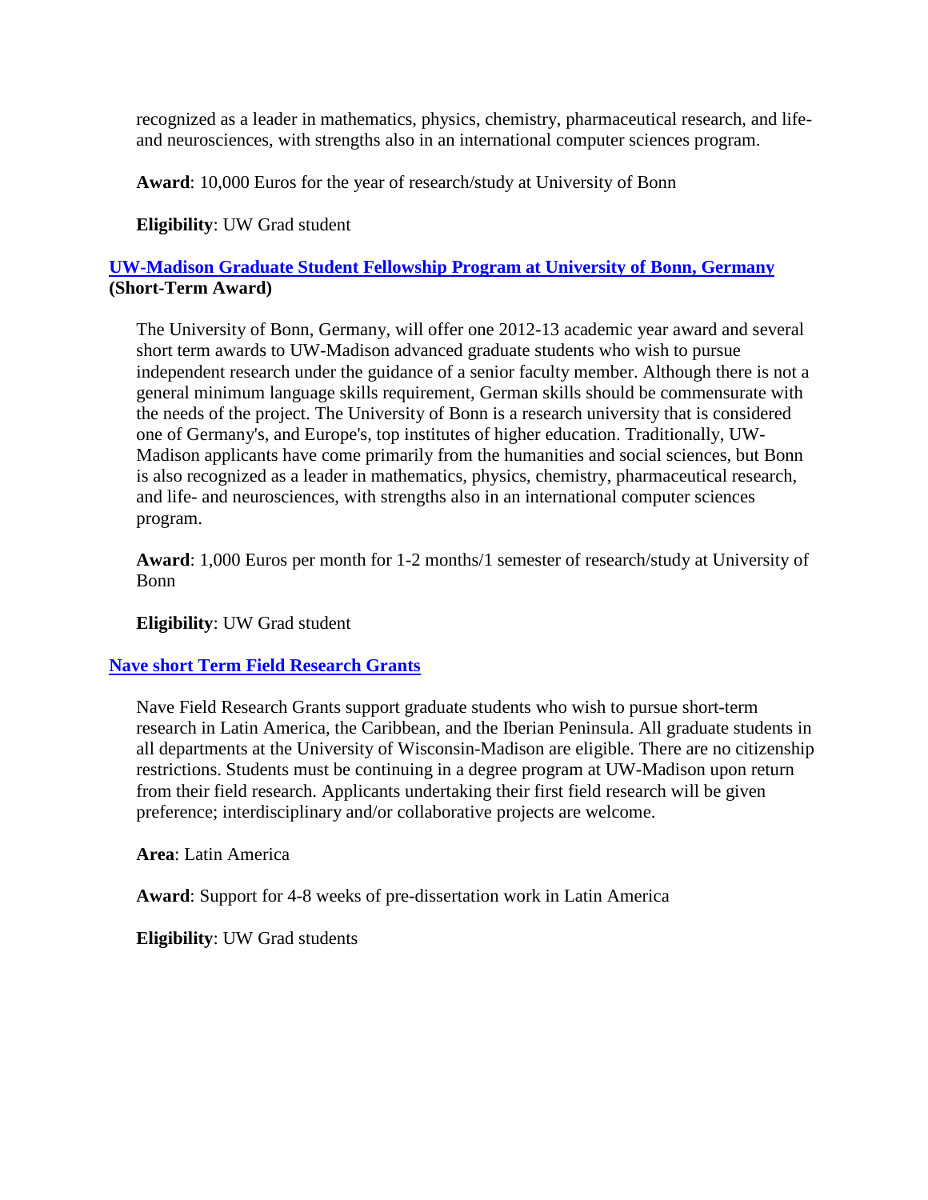recognized as a leader in mathematics, physics, chemistry, pharmaceutical research, and life- and neurosciences, with strengths also in an international computer sciences program.

**Award**: 10,000 Euros for the year of research/study at University of Bonn

**Eligibility**: UW Grad student

### UW-Madison Graduate Student Fellowship Program at University of Bonn, Germany (Short-Term Award)

The University of Bonn, Germany, will offer one 2012-13 academic year award and several short term awards to UW-Madison advanced graduate students who wish to pursue independent research under the guidance of a senior faculty member. Although there is not a general minimum language skills requirement, German skills should be commensurate with the needs of the project. The University of Bonn is a research university that is considered one of Germany's, and Europe's, top institutes of higher education. Traditionally, UW-Madison applicants have come primarily from the humanities and social sciences, but Bonn is also recognized as a leader in mathematics, physics, chemistry, pharmaceutical research, and life- and neurosciences, with strengths also in an international computer sciences program.

**Award**: 1,000 Euros per month for 1-2 months/1 semester of research/study at University of Bonn

**Eligibility**: UW Grad student

### Nave short Term Field Research Grants

Nave Field Research Grants support graduate students who wish to pursue short-term research in Latin America, the Caribbean, and the Iberian Peninsula. All graduate students in all departments at the University of Wisconsin-Madison are eligible. There are no citizenship restrictions. Students must be continuing in a degree program at UW-Madison upon return from their field research. Applicants undertaking their first field research will be given preference; interdisciplinary and/or collaborative projects are welcome.

**Area**: Latin America

**Award**: Support for 4-8 weeks of pre-dissertation work in Latin America

**Eligibility**: UW Grad students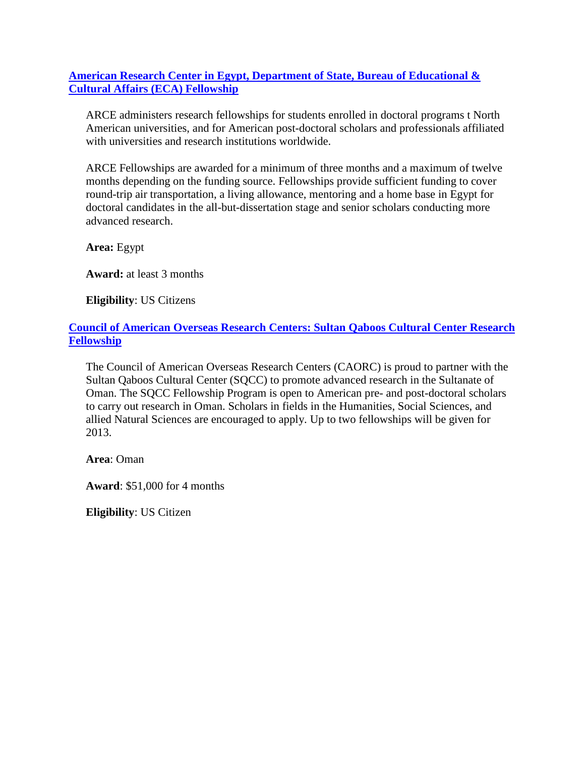### [American Research Center in Egypt, Department of State, Bureau of Educational & Cultural Affairs (ECA) Fellowship]()

ARCE administers research fellowships for students enrolled in doctoral programs t North American universities, and for American post-doctoral scholars and professionals affiliated with universities and research institutions worldwide.

ARCE Fellowships are awarded for a minimum of three months and a maximum of twelve months depending on the funding source. Fellowships provide sufficient funding to cover round-trip air transportation, a living allowance, mentoring and a home base in Egypt for doctoral candidates in the all-but-dissertation stage and senior scholars conducting more advanced research.

**Area:** Egypt

**Award:** at least 3 months

**Eligibility**: US Citizens

### [Council of American Overseas Research Centers: Sultan Qaboos Cultural Center Research Fellowship]()

The Council of American Overseas Research Centers (CAORC) is proud to partner with the Sultan Qaboos Cultural Center (SQCC) to promote advanced research in the Sultanate of Oman. The SQCC Fellowship Program is open to American pre- and post-doctoral scholars to carry out research in Oman. Scholars in fields in the Humanities, Social Sciences, and allied Natural Sciences are encouraged to apply. Up to two fellowships will be given for 2013.

**Area**: Oman

**Award**: $51,000 for 4 months

**Eligibility**: US Citizen